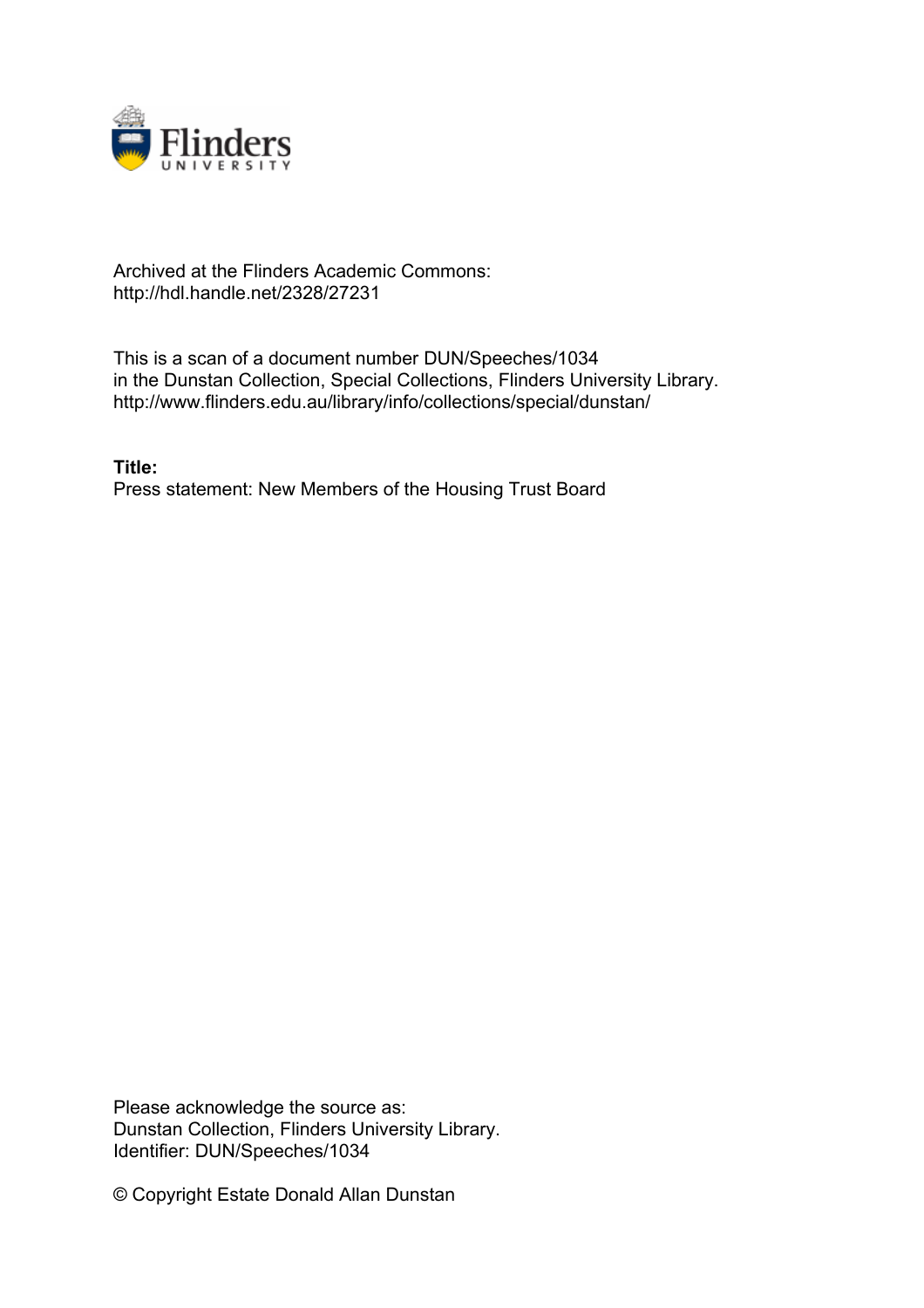Archived at the Flinders Academic Commons:
http://hdl.handle.net/2328/27231

This is a scan of a document number DUN/Speeches/1034
in the Dunstan Collection, Special Collections, Flinders University Library.
http://www.flinders.edu.au/library/info/collections/special/dunstan/

**Title:**
Press statement: New Members of the Housing Trust Board

Please acknowledge the source as:
Dunstan Collection, Flinders University Library.
Identifier: DUN/Speeches/1034

© Copyright Estate Donald Allan Dunstan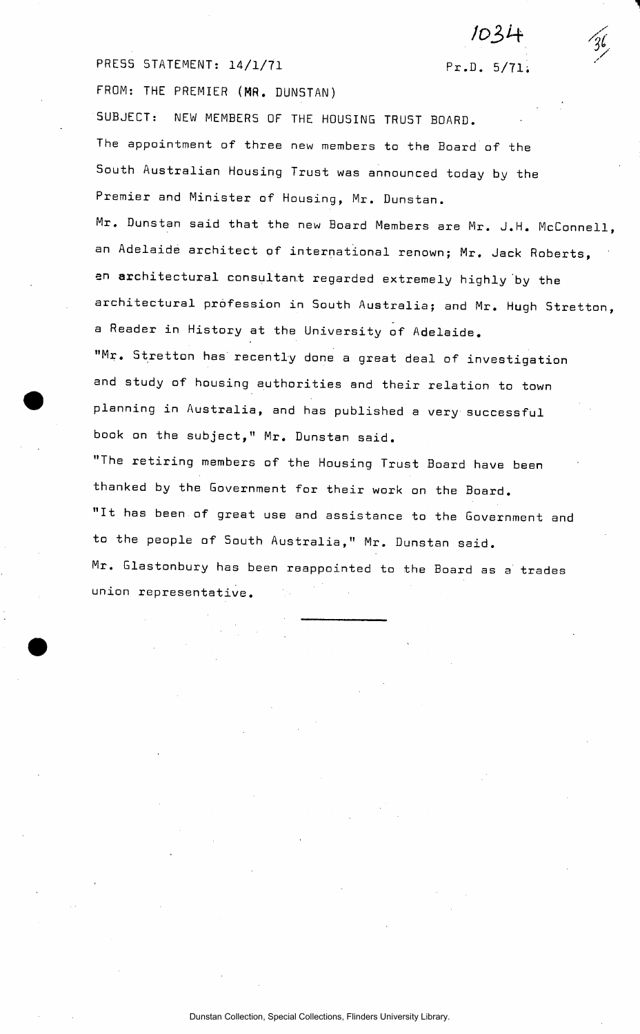1034

PRESS STATEMENT: 14/1/71 Pr.D. 5/71.

FROM: THE PREMIER (MR. DUNSTAN)

SUBJECT: NEW MEMBERS OF THE HOUSING TRUST BOARD.

The appointment of three new members to the Board of the South Australian Housing Trust was announced today by the Premier and Minister of Housing, Mr. Dunstan.

Mr. Dunstan said that the new Board Members are Mr. J.H. McConnell, an Adelaide architect of international renown; Mr. Jack Roberts, an architectural consultant regarded extremely highly by the architectural profession in South Australia; and Mr. Hugh Stretton, a Reader in History at the University of Adelaide.

"Mr. Stretton has recently done a great deal of investigation and study of housing authorities and their relation to town planning in Australia, and has published a very successful book on the subject," Mr. Dunstan said.

"The retiring members of the Housing Trust Board have been thanked by the Government for their work on the Board.

"It has been of great use and assistance to the Government and to the people of South Australia," Mr. Dunstan said.

Mr. Glastonbury has been reappointed to the Board as a trades union representative.

---

Dunstan Collection, Special Collections, Flinders University Library.